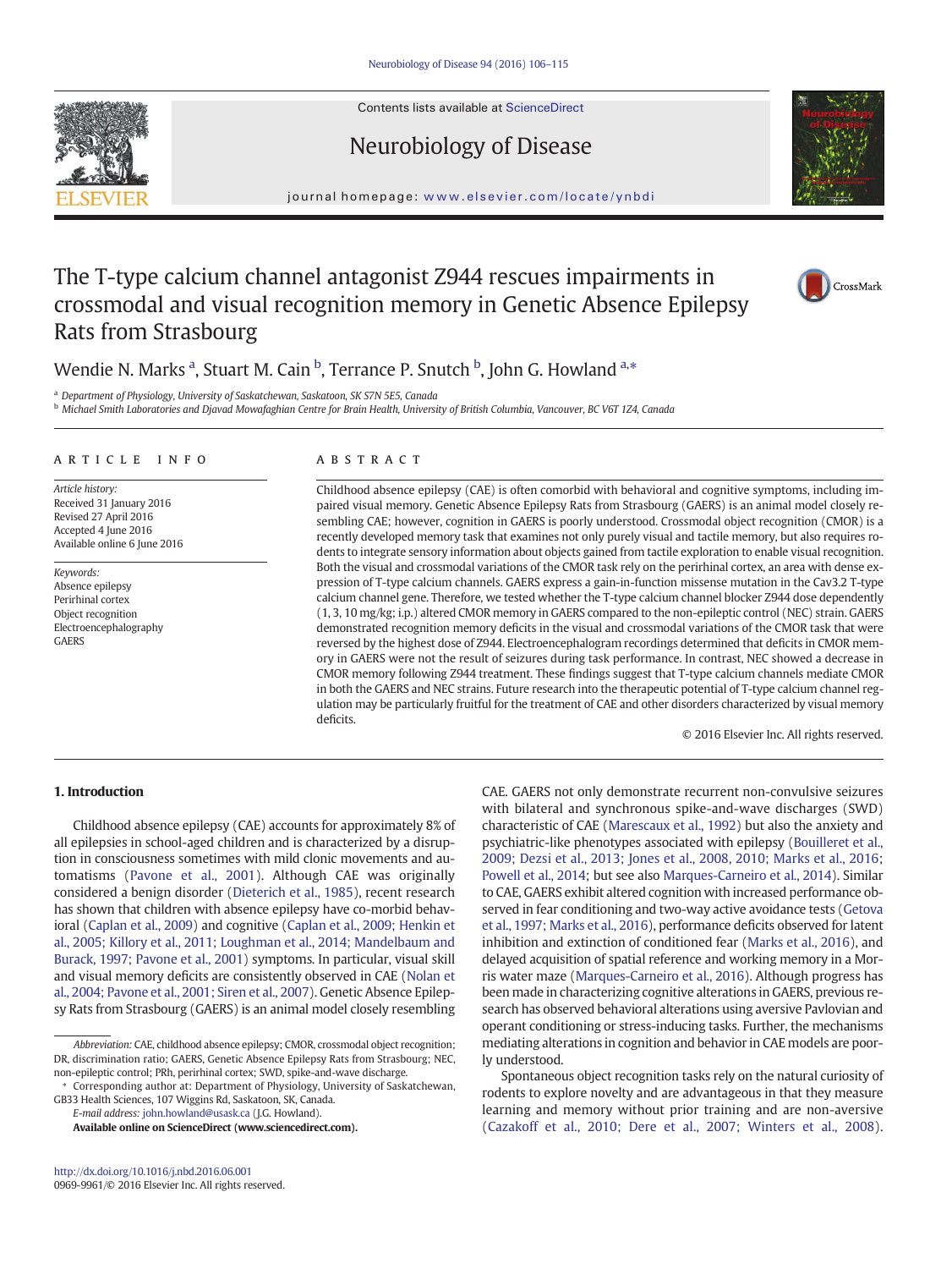# The T-type calcium channel antagonist Z944 rescues impairments in crossmodal and visual recognition memory in Genetic Absence Epilepsy Rats from Strasbourg

Wendie N. Marks [a], Stuart M. Cain [b], Terrance P. Snutch [b], John G. Howland [a,*]

[a] Department of Physiology, University of Saskatchewan, Saskatoon, SK S7N 5E5, Canada

[b] Michael Smith Laboratories and Djavad Mowafaghian Centre for Brain Health, University of British Columbia, Vancouver, BC V6T 1Z4, Canada

## ARTICLE INFO

*Article history:*
Received 31 January 2016
Revised 27 April 2016
Accepted 4 June 2016
Available online 6 June 2016

*Keywords:*
Absence epilepsy
Perirhinal cortex
Object recognition
Electroencephalography
GAERS

## ABSTRACT

Childhood absence epilepsy (CAE) is often comorbid with behavioral and cognitive symptoms, including impaired visual memory. Genetic Absence Epilepsy Rats from Strasbourg (GAERS) is an animal model closely resembling CAE; however, cognition in GAERS is poorly understood. Crossmodal object recognition (CMOR) is a recently developed memory task that examines not only purely visual and tactile memory, but also requires rodents to integrate sensory information about objects gained from tactile exploration to enable visual recognition. Both the visual and crossmodal variations of the CMOR task rely on the perirhinal cortex, an area with dense expression of T-type calcium channels. GAERS express a gain-in-function missense mutation in the Cav3.2 T-type calcium channel gene. Therefore, we tested whether the T-type calcium channel blocker Z944 dose dependently (1, 3, 10 mg/kg; i.p.) altered CMOR memory in GAERS compared to the non-epileptic control (NEC) strain. GAERS demonstrated recognition memory deficits in the visual and crossmodal variations of the CMOR task that were reversed by the highest dose of Z944. Electroencephalogram recordings determined that deficits in CMOR memory in GAERS were not the result of seizures during task performance. In contrast, NEC showed a decrease in CMOR memory following Z944 treatment. These findings suggest that T-type calcium channels mediate CMOR in both the GAERS and NEC strains. Future research into the therapeutic potential of T-type calcium channel regulation may be particularly fruitful for the treatment of CAE and other disorders characterized by visual memory deficits.

© 2016 Elsevier Inc. All rights reserved.

## 1. Introduction

Childhood absence epilepsy (CAE) accounts for approximately 8% of all epilepsies in school-aged children and is characterized by a disruption in consciousness sometimes with mild clonic movements and automatisms (Pavone et al., 2001). Although CAE was originally considered a benign disorder (Dieterich et al., 1985), recent research has shown that children with absence epilepsy have co-morbid behavioral (Caplan et al., 2009) and cognitive (Caplan et al., 2009; Henkin et al., 2005; Killory et al., 2011; Loughman et al., 2014; Mandelbaum and Burack, 1997; Pavone et al., 2001) symptoms. In particular, visual skill and visual memory deficits are consistently observed in CAE (Nolan et al., 2004; Pavone et al., 2001; Siren et al., 2007). Genetic Absence Epilepsy Rats from Strasbourg (GAERS) is an animal model closely resembling CAE. GAERS not only demonstrate recurrent non-convulsive seizures with bilateral and synchronous spike-and-wave discharges (SWD) characteristic of CAE (Marescaux et al., 1992) but also the anxiety and psychiatric-like phenotypes associated with epilepsy (Bouilleret et al., 2009; Dezsi et al., 2013; Jones et al., 2008, 2010; Marks et al., 2016; Powell et al., 2014; but see also Marques-Carneiro et al., 2014). Similar to CAE, GAERS exhibit altered cognition with increased performance observed in fear conditioning and two-way active avoidance tests (Getova et al., 1997; Marks et al., 2016), performance deficits observed for latent inhibition and extinction of conditioned fear (Marks et al., 2016), and delayed acquisition of spatial reference and working memory in a Morris water maze (Marques-Carneiro et al., 2016). Although progress has been made in characterizing cognitive alterations in GAERS, previous research has observed behavioral alterations using aversive Pavlovian and operant conditioning or stress-inducing tasks. Further, the mechanisms mediating alterations in cognition and behavior in CAE models are poorly understood.

Spontaneous object recognition tasks rely on the natural curiosity of rodents to explore novelty and are advantageous in that they measure learning and memory without prior training and are non-aversive (Cazakoff et al., 2010; Dere et al., 2007; Winters et al., 2008).

---

*Abbreviation:* CAE, childhood absence epilepsy; CMOR, crossmodal object recognition; DR, discrimination ratio; GAERS, Genetic Absence Epilepsy Rats from Strasbourg; NEC, non-epileptic control; PRh, perirhinal cortex; SWD, spike-and-wave discharge.

\* Corresponding author at: Department of Physiology, University of Saskatchewan, GB33 Health Sciences, 107 Wiggins Rd, Saskatoon, SK, Canada.

*E-mail address:* john.howland@usask.ca (J.G. Howland).

http://dx.doi.org/10.1016/j.nbd.2016.06.001
0969-9961/© 2016 Elsevier Inc. All rights reserved.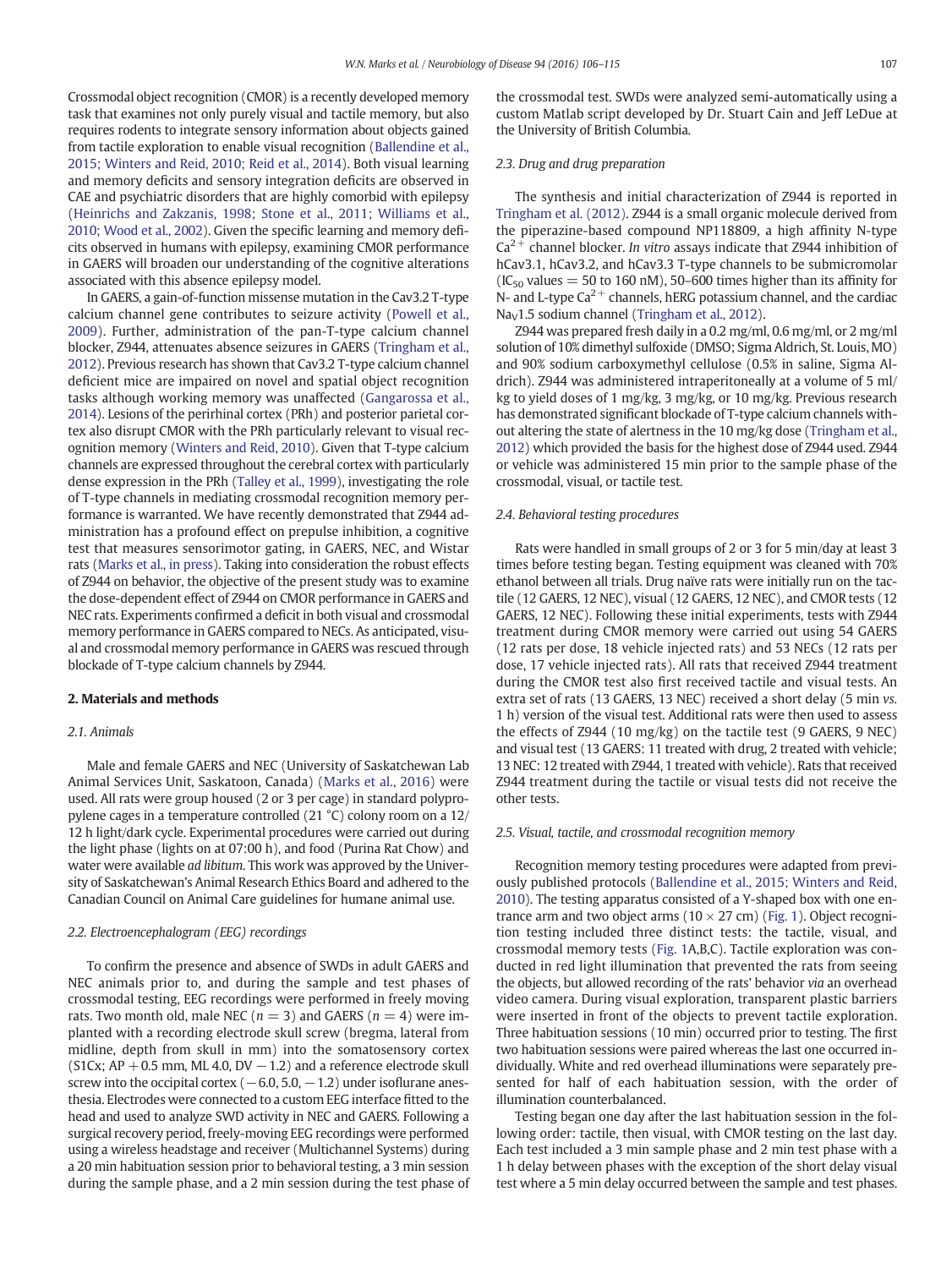Crossmodal object recognition (CMOR) is a recently developed memory task that examines not only purely visual and tactile memory, but also requires rodents to integrate sensory information about objects gained from tactile exploration to enable visual recognition (Ballendine et al., 2015; Winters and Reid, 2010; Reid et al., 2014). Both visual learning and memory deficits and sensory integration deficits are observed in CAE and psychiatric disorders that are highly comorbid with epilepsy (Heinrichs and Zakzanis, 1998; Stone et al., 2011; Williams et al., 2010; Wood et al., 2002). Given the specific learning and memory deficits observed in humans with epilepsy, examining CMOR performance in GAERS will broaden our understanding of the cognitive alterations associated with this absence epilepsy model.

In GAERS, a gain-of-function missense mutation in the Cav3.2 T-type calcium channel gene contributes to seizure activity (Powell et al., 2009). Further, administration of the pan-T-type calcium channel blocker, Z944, attenuates absence seizures in GAERS (Tringham et al., 2012). Previous research has shown that Cav3.2 T-type calcium channel deficient mice are impaired on novel and spatial object recognition tasks although working memory was unaffected (Gangarossa et al., 2014). Lesions of the perirhinal cortex (PRh) and posterior parietal cortex also disrupt CMOR with the PRh particularly relevant to visual recognition memory (Winters and Reid, 2010). Given that T-type calcium channels are expressed throughout the cerebral cortex with particularly dense expression in the PRh (Talley et al., 1999), investigating the role of T-type channels in mediating crossmodal recognition memory performance is warranted. We have recently demonstrated that Z944 administration has a profound effect on prepulse inhibition, a cognitive test that measures sensorimotor gating, in GAERS, NEC, and Wistar rats (Marks et al., in press). Taking into consideration the robust effects of Z944 on behavior, the objective of the present study was to examine the dose-dependent effect of Z944 on CMOR performance in GAERS and NEC rats. Experiments confirmed a deficit in both visual and crossmodal memory performance in GAERS compared to NECs. As anticipated, visual and crossmodal memory performance in GAERS was rescued through blockade of T-type calcium channels by Z944.

## 2. Materials and methods

### 2.1. Animals

Male and female GAERS and NEC (University of Saskatchewan Lab Animal Services Unit, Saskatoon, Canada) (Marks et al., 2016) were used. All rats were group housed (2 or 3 per cage) in standard polypropylene cages in a temperature controlled (21 °C) colony room on a 12/12 h light/dark cycle. Experimental procedures were carried out during the light phase (lights on at 07:00 h), and food (Purina Rat Chow) and water were available *ad libitum*. This work was approved by the University of Saskatchewan's Animal Research Ethics Board and adhered to the Canadian Council on Animal Care guidelines for humane animal use.

### 2.2. Electroencephalogram (EEG) recordings

To confirm the presence and absence of SWDs in adult GAERS and NEC animals prior to, and during the sample and test phases of crossmodal testing, EEG recordings were performed in freely moving rats. Two month old, male NEC ($n = 3$) and GAERS ($n = 4$) were implanted with a recording electrode skull screw (bregma, lateral from midline, depth from skull in mm) into the somatosensory cortex (S1Cx; AP +0.5 mm, ML 4.0, DV −1.2) and a reference electrode skull screw into the occipital cortex (−6.0, 5.0, −1.2) under isoflurane anesthesia. Electrodes were connected to a custom EEG interface fitted to the head and used to analyze SWD activity in NEC and GAERS. Following a surgical recovery period, freely-moving EEG recordings were performed using a wireless headstage and receiver (Multichannel Systems) during a 20 min habituation session prior to behavioral testing, a 3 min session during the sample phase, and a 2 min session during the test phase of the crossmodal test. SWDs were analyzed semi-automatically using a custom Matlab script developed by Dr. Stuart Cain and Jeff LeDue at the University of British Columbia.

### 2.3. Drug and drug preparation

The synthesis and initial characterization of Z944 is reported in Tringham et al. (2012). Z944 is a small organic molecule derived from the piperazine-based compound NP118809, a high affinity N-type $Ca^{2+}$ channel blocker. *In vitro* assays indicate that Z944 inhibition of hCav3.1, hCav3.2, and hCav3.3 T-type channels to be submicromolar ($IC_{50}$ values = 50 to 160 nM), 50–600 times higher than its affinity for N- and L-type $Ca^{2+}$ channels, hERG potassium channel, and the cardiac $Na_V1.5$ sodium channel (Tringham et al., 2012).

Z944 was prepared fresh daily in a 0.2 mg/ml, 0.6 mg/ml, or 2 mg/ml solution of 10% dimethyl sulfoxide (DMSO; Sigma Aldrich, St. Louis, MO) and 90% sodium carboxymethyl cellulose (0.5% in saline, Sigma Aldrich). Z944 was administered intraperitoneally at a volume of 5 ml/kg to yield doses of 1 mg/kg, 3 mg/kg, or 10 mg/kg. Previous research has demonstrated significant blockade of T-type calcium channels without altering the state of alertness in the 10 mg/kg dose (Tringham et al., 2012) which provided the basis for the highest dose of Z944 used. Z944 or vehicle was administered 15 min prior to the sample phase of the crossmodal, visual, or tactile test.

### 2.4. Behavioral testing procedures

Rats were handled in small groups of 2 or 3 for 5 min/day at least 3 times before testing began. Testing equipment was cleaned with 70% ethanol between all trials. Drug naïve rats were initially run on the tactile (12 GAERS, 12 NEC), visual (12 GAERS, 12 NEC), and CMOR tests (12 GAERS, 12 NEC). Following these initial experiments, tests with Z944 treatment during CMOR memory were carried out using 54 GAERS (12 rats per dose, 18 vehicle injected rats) and 53 NECs (12 rats per dose, 17 vehicle injected rats). All rats that received Z944 treatment during the CMOR test also first received tactile and visual tests. An extra set of rats (13 GAERS, 13 NEC) received a short delay (5 min *vs.* 1 h) version of the visual test. Additional rats were then used to assess the effects of Z944 (10 mg/kg) on the tactile test (9 GAERS, 9 NEC) and visual test (13 GAERS: 11 treated with drug, 2 treated with vehicle; 13 NEC: 12 treated with Z944, 1 treated with vehicle). Rats that received Z944 treatment during the tactile or visual tests did not receive the other tests.

### 2.5. Visual, tactile, and crossmodal recognition memory

Recognition memory testing procedures were adapted from previously published protocols (Ballendine et al., 2015; Winters and Reid, 2010). The testing apparatus consisted of a Y-shaped box with one entrance arm and two object arms (10 × 27 cm) (Fig. 1). Object recognition testing included three distinct tests: the tactile, visual, and crossmodal memory tests (Fig. 1A,B,C). Tactile exploration was conducted in red light illumination that prevented the rats from seeing the objects, but allowed recording of the rats' behavior *via* an overhead video camera. During visual exploration, transparent plastic barriers were inserted in front of the objects to prevent tactile exploration. Three habituation sessions (10 min) occurred prior to testing. The first two habituation sessions were paired whereas the last one occurred individually. White and red overhead illuminations were separately presented for half of each habituation session, with the order of illumination counterbalanced.

Testing began one day after the last habituation session in the following order: tactile, then visual, with CMOR testing on the last day. Each test included a 3 min sample phase and 2 min test phase with a 1 h delay between phases with the exception of the short delay visual test where a 5 min delay occurred between the sample and test phases.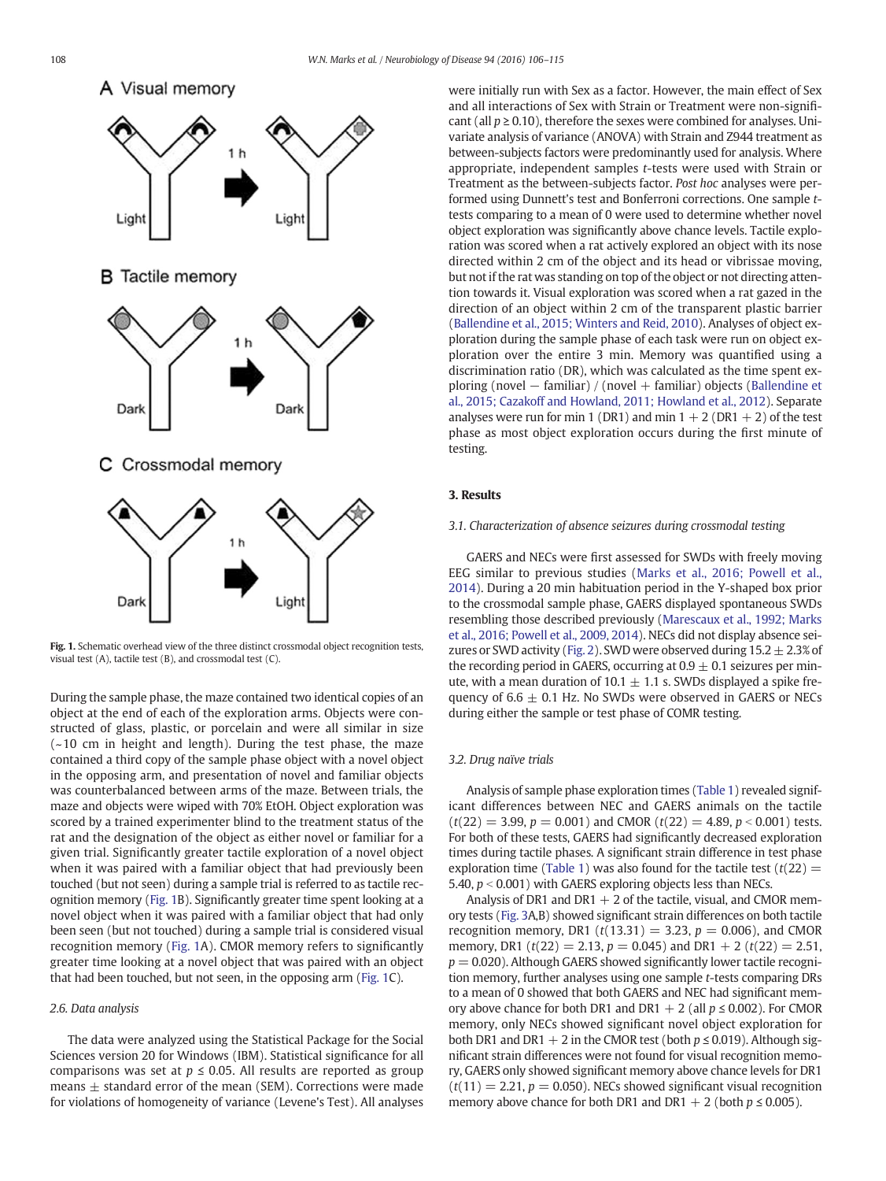Fig. 1. Schematic overhead view of the three distinct crossmodal object recognition tests, visual test (A), tactile test (B), and crossmodal test (C).

During the sample phase, the maze contained two identical copies of an object at the end of each of the exploration arms. Objects were constructed of glass, plastic, or porcelain and were all similar in size (~10 cm in height and length). During the test phase, the maze contained a third copy of the sample phase object with a novel object in the opposing arm, and presentation of novel and familiar objects was counterbalanced between arms of the maze. Between trials, the maze and objects were wiped with 70% EtOH. Object exploration was scored by a trained experimenter blind to the treatment status of the rat and the designation of the object as either novel or familiar for a given trial. Significantly greater tactile exploration of a novel object when it was paired with a familiar object that had previously been touched (but not seen) during a sample trial is referred to as tactile recognition memory (Fig. 1B). Significantly greater time spent looking at a novel object when it was paired with a familiar object that had only been seen (but not touched) during a sample trial is considered visual recognition memory (Fig. 1A). CMOR memory refers to significantly greater time looking at a novel object that was paired with an object that had been touched, but not seen, in the opposing arm (Fig. 1C).

### 2.6. Data analysis

The data were analyzed using the Statistical Package for the Social Sciences version 20 for Windows (IBM). Statistical significance for all comparisons was set at $p \leq 0.05$. All results are reported as group means ± standard error of the mean (SEM). Corrections were made for violations of homogeneity of variance (Levene's Test). All analyses were initially run with Sex as a factor. However, the main effect of Sex and all interactions of Sex with Strain or Treatment were non-significant (all $p \geq 0.10$), therefore the sexes were combined for analyses. Univariate analysis of variance (ANOVA) with Strain and Z944 treatment as between-subjects factors were predominantly used for analysis. Where appropriate, independent samples *t*-tests were used with Strain or Treatment as the between-subjects factor. *Post hoc* analyses were performed using Dunnett's test and Bonferroni corrections. One sample *t*-tests comparing to a mean of 0 were used to determine whether novel object exploration was significantly above chance levels. Tactile exploration was scored when a rat actively explored an object with its nose directed within 2 cm of the object and its head or vibrissae moving, but not if the rat was standing on top of the object or not directing attention towards it. Visual exploration was scored when a rat gazed in the direction of an object within 2 cm of the transparent plastic barrier (Ballendine et al., 2015; Winters and Reid, 2010). Analyses of object exploration during the sample phase of each task were run on object exploration over the entire 3 min. Memory was quantified using a discrimination ratio (DR), which was calculated as the time spent exploring (novel − familiar) / (novel + familiar) objects (Ballendine et al., 2015; Cazakoff and Howland, 2011; Howland et al., 2012). Separate analyses were run for min 1 (DR1) and min 1 + 2 (DR1 + 2) of the test phase as most object exploration occurs during the first minute of testing.

## 3. Results

### 3.1. Characterization of absence seizures during crossmodal testing

GAERS and NECs were first assessed for SWDs with freely moving EEG similar to previous studies (Marks et al., 2016; Powell et al., 2014). During a 20 min habituation period in the Y-shaped box prior to the crossmodal sample phase, GAERS displayed spontaneous SWDs resembling those described previously (Marescaux et al., 1992; Marks et al., 2016; Powell et al., 2009, 2014). NECs did not display absence seizures or SWD activity (Fig. 2). SWD were observed during 15.2 ± 2.3% of the recording period in GAERS, occurring at 0.9 ± 0.1 seizures per minute, with a mean duration of 10.1 ± 1.1 s. SWDs displayed a spike frequency of 6.6 ± 0.1 Hz. No SWDs were observed in GAERS or NECs during either the sample or test phase of COMR testing.

### 3.2. Drug naïve trials

Analysis of sample phase exploration times (Table 1) revealed significant differences between NEC and GAERS animals on the tactile ($t(22) = 3.99$, $p = 0.001$) and CMOR ($t(22) = 4.89$, $p < 0.001$) tests. For both of these tests, GAERS had significantly decreased exploration times during tactile phases. A significant strain difference in test phase exploration time (Table 1) was also found for the tactile test ($t(22) = 5.40$, $p < 0.001$) with GAERS exploring objects less than NECs.

Analysis of DR1 and DR1 + 2 of the tactile, visual, and CMOR memory tests (Fig. 3A,B) showed significant strain differences on both tactile recognition memory, DR1 ($t(13.31) = 3.23$, $p = 0.006$), and CMOR memory, DR1 ($t(22) = 2.13$, $p = 0.045$) and DR1 + 2 ($t(22) = 2.51$, $p = 0.020$). Although GAERS showed significantly lower tactile recognition memory, further analyses using one sample *t*-tests comparing DRs to a mean of 0 showed that both GAERS and NEC had significant memory above chance for both DR1 and DR1 + 2 (all $p \leq 0.002$). For CMOR memory, only NECs showed significant novel object exploration for both DR1 and DR1 + 2 in the CMOR test (both $p \leq 0.019$). Although significant strain differences were not found for visual recognition memory, GAERS only showed significant memory above chance levels for DR1 ($t(11) = 2.21$, $p = 0.050$). NECs showed significant visual recognition memory above chance for both DR1 and DR1 + 2 (both $p \leq 0.005$).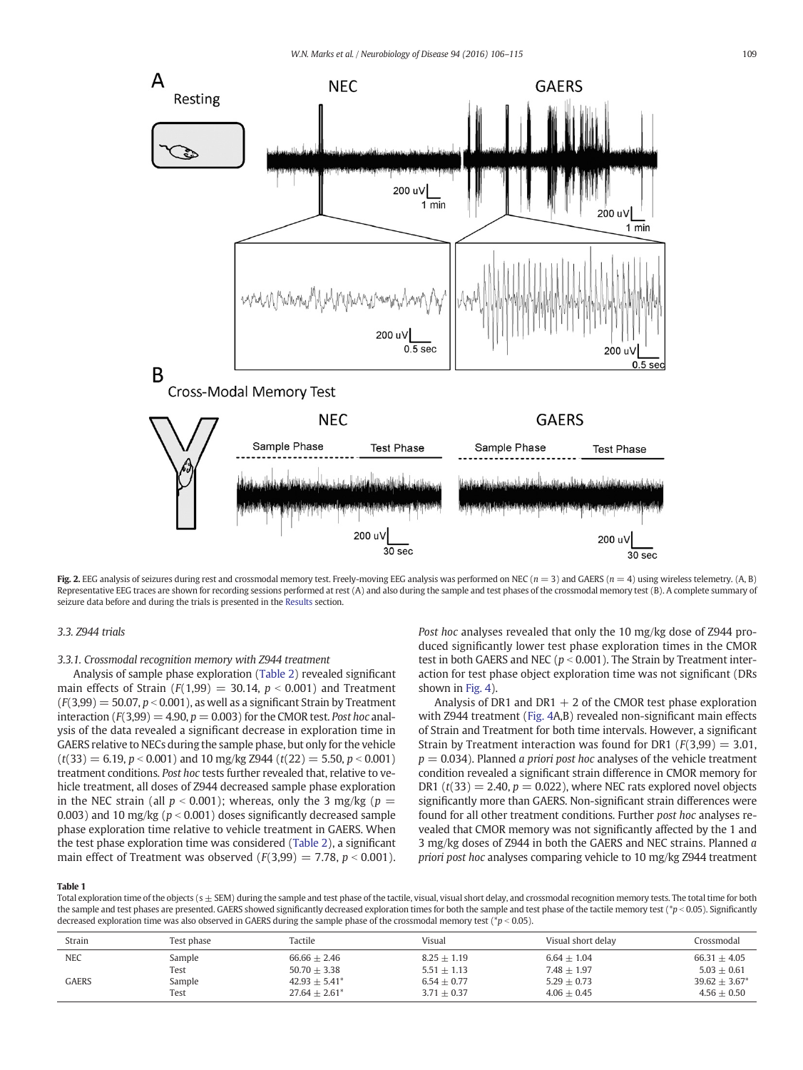**Fig. 2.** EEG analysis of seizures during rest and crossmodal memory test. Freely-moving EEG analysis was performed on NEC ($n = 3$) and GAERS ($n = 4$) using wireless telemetry. (A, B) Representative EEG traces are shown for recording sessions performed at rest (A) and also during the sample and test phases of the crossmodal memory test (B). A complete summary of seizure data before and during the trials is presented in the Results section.

### 3.3. Z944 trials

#### 3.3.1. Crossmodal recognition memory with Z944 treatment

Analysis of sample phase exploration (Table 2) revealed significant main effects of Strain ($F(1,99) = 30.14$, $p < 0.001$) and Treatment ($F(3,99) = 50.07$, $p < 0.001$), as well as a significant Strain by Treatment interaction ($F(3,99) = 4.90$, $p = 0.003$) for the CMOR test. *Post hoc* analysis of the data revealed a significant decrease in exploration time in GAERS relative to NECs during the sample phase, but only for the vehicle ($t(33) = 6.19$, $p < 0.001$) and 10 mg/kg Z944 ($t(22) = 5.50$, $p < 0.001$) treatment conditions. *Post hoc* tests further revealed that, relative to vehicle treatment, all doses of Z944 decreased sample phase exploration in the NEC strain (all $p < 0.001$); whereas, only the 3 mg/kg ($p = 0.003$) and 10 mg/kg ($p < 0.001$) doses significantly decreased sample phase exploration time relative to vehicle treatment in GAERS. When the test phase exploration time was considered (Table 2), a significant main effect of Treatment was observed ($F(3,99) = 7.78$, $p < 0.001$). *Post hoc* analyses revealed that only the 10 mg/kg dose of Z944 produced significantly lower test phase exploration times in the CMOR test in both GAERS and NEC ($p < 0.001$). The Strain by Treatment interaction for test phase object exploration time was not significant (DRs shown in Fig. 4).

Analysis of DR1 and DR1 + 2 of the CMOR test phase exploration with Z944 treatment (Fig. 4A,B) revealed non-significant main effects of Strain and Treatment for both time intervals. However, a significant Strain by Treatment interaction was found for DR1 ($F(3,99) = 3.01$, $p = 0.034$). Planned *a priori post hoc* analyses of the vehicle treatment condition revealed a significant strain difference in CMOR memory for DR1 ($t(33) = 2.40$, $p = 0.022$), where NEC rats explored novel objects significantly more than GAERS. Non-significant strain differences were found for all other treatment conditions. Further *post hoc* analyses revealed that CMOR memory was not significantly affected by the 1 and 3 mg/kg doses of Z944 in both the GAERS and NEC strains. Planned *a priori post hoc* analyses comparing vehicle to 10 mg/kg Z944 treatment

**Table 1**
Total exploration time of the objects (s ± SEM) during the sample and test phase of the tactile, visual, visual short delay, and crossmodal recognition memory tests. The total time for both the sample and test phases are presented. GAERS showed significantly decreased exploration times for both the sample and test phase of the tactile memory test (*$p < 0.05$). Significantly decreased exploration time was also observed in GAERS during the sample phase of the crossmodal memory test (*$p < 0.05$).

| Strain | Test phase | Tactile | Visual | Visual short delay | Crossmodal |
|---|---|---|---|---|---|
| NEC | Sample | 66.66 ± 2.46 | 8.25 ± 1.19 | 6.64 ± 1.04 | 66.31 ± 4.05 |
| | Test | 50.70 ± 3.38 | 5.51 ± 1.13 | 7.48 ± 1.97 | 5.03 ± 0.61 |
| GAERS | Sample | 42.93 ± 5.41* | 6.54 ± 0.77 | 5.29 ± 0.73 | 39.62 ± 3.67* |
| | Test | 27.64 ± 2.61* | 3.71 ± 0.37 | 4.06 ± 0.45 | 4.56 ± 0.50 |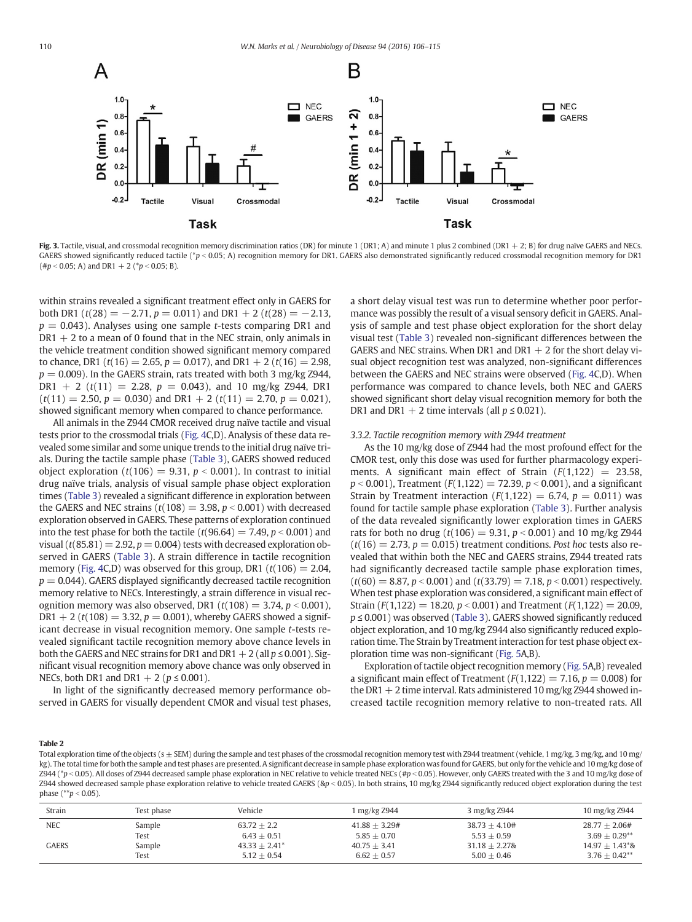Fig. 3. Tactile, visual, and crossmodal recognition memory discrimination ratios (DR) for minute 1 (DR1; A) and minute 1 plus 2 combined (DR1 + 2; B) for drug naïve GAERS and NECs. GAERS showed significantly reduced tactile (* $p < 0.05$; A) recognition memory for DR1. GAERS also demonstrated significantly reduced crossmodal recognition memory for DR1 (# $p < 0.05$; A) and DR1 + 2 (* $p < 0.05$; B).

within strains revealed a significant treatment effect only in GAERS for both DR1 ($t(28) = -2.71$, $p = 0.011$) and DR1 + 2 ($t(28) = -2.13$, $p = 0.043$). Analyses using one sample *t*-tests comparing DR1 and DR1 + 2 to a mean of 0 found that in the NEC strain, only animals in the vehicle treatment condition showed significant memory compared to chance, DR1 ($t(16) = 2.65$, $p = 0.017$), and DR1 + 2 ($t(16) = 2.98$, $p = 0.009$). In the GAERS strain, rats treated with both 3 mg/kg Z944, DR1 + 2 ($t(11) = 2.28$, $p = 0.043$), and 10 mg/kg Z944, DR1 ($t(11) = 2.50$, $p = 0.030$) and DR1 + 2 ($t(11) = 2.70$, $p = 0.021$), showed significant memory when compared to chance performance.

All animals in the Z944 CMOR received drug naïve tactile and visual tests prior to the crossmodal trials (Fig. 4C,D). Analysis of these data revealed some similar and some unique trends to the initial drug naïve trials. During the tactile sample phase (Table 3), GAERS showed reduced object exploration ($t(106) = 9.31$, $p < 0.001$). In contrast to initial drug naïve trials, analysis of visual sample phase object exploration times (Table 3) revealed a significant difference in exploration between the GAERS and NEC strains ($t(108) = 3.98$, $p < 0.001$) with decreased exploration observed in GAERS. These patterns of exploration continued into the test phase for both the tactile ($t(96.64) = 7.49$, $p < 0.001$) and visual ($t(85.81) = 2.92$, $p = 0.004$) tests with decreased exploration observed in GAERS (Table 3). A strain difference in tactile recognition memory (Fig. 4C,D) was observed for this group, DR1 ($t(106) = 2.04$, $p = 0.044$). GAERS displayed significantly decreased tactile recognition memory relative to NECs. Interestingly, a strain difference in visual recognition memory was also observed, DR1 ($t(108) = 3.74$, $p < 0.001$), DR1 + 2 ($t(108) = 3.32$, $p = 0.001$), whereby GAERS showed a significant decrease in visual recognition memory. One sample *t*-tests revealed significant tactile recognition memory above chance levels in both the GAERS and NEC strains for DR1 and DR1 + 2 (all $p \leq 0.001$). Significant visual recognition memory above chance was only observed in NECs, both DR1 and DR1 + 2 ($p \leq 0.001$).

In light of the significantly decreased memory performance observed in GAERS for visually dependent CMOR and visual test phases, a short delay visual test was run to determine whether poor performance was possibly the result of a visual sensory deficit in GAERS. Analysis of sample and test phase object exploration for the short delay visual test (Table 3) revealed non-significant differences between the GAERS and NEC strains. When DR1 and DR1 + 2 for the short delay visual object recognition test was analyzed, non-significant differences between the GAERS and NEC strains were observed (Fig. 4C,D). When performance was compared to chance levels, both NEC and GAERS showed significant short delay visual recognition memory for both the DR1 and DR1 + 2 time intervals (all $p \leq 0.021$).

### 3.3.2. Tactile recognition memory with Z944 treatment

As the 10 mg/kg dose of Z944 had the most profound effect for the CMOR test, only this dose was used for further pharmacology experiments. A significant main effect of Strain ($F(1,122) = 23.58$, $p < 0.001$), Treatment ($F(1,122) = 72.39$, $p < 0.001$), and a significant Strain by Treatment interaction ($F(1,122) = 6.74$, $p = 0.011$) was found for tactile sample phase exploration (Table 3). Further analysis of the data revealed significantly lower exploration times in GAERS rats for both no drug ($t(106) = 9.31$, $p < 0.001$) and 10 mg/kg Z944 ($t(16) = 2.73$, $p = 0.015$) treatment conditions. *Post hoc* tests also revealed that within both the NEC and GAERS strains, Z944 treated rats had significantly decreased tactile sample phase exploration times, ($t(60) = 8.87$, $p < 0.001$) and ($t(33.79) = 7.18$, $p < 0.001$) respectively. When test phase exploration was considered, a significant main effect of Strain ($F(1,122) = 18.20$, $p < 0.001$) and Treatment ($F(1,122) = 20.09$, $p \leq 0.001$) was observed (Table 3). GAERS showed significantly reduced object exploration, and 10 mg/kg Z944 also significantly reduced exploration time. The Strain by Treatment interaction for test phase object exploration time was non-significant (Fig. 5A,B).

Exploration of tactile object recognition memory (Fig. 5A,B) revealed a significant main effect of Treatment ($F(1,122) = 7.16$, $p = 0.008$) for the DR1 + 2 time interval. Rats administered 10 mg/kg Z944 showed increased tactile recognition memory relative to non-treated rats. All

**Table 2**
Total exploration time of the objects (s ± SEM) during the sample and test phases of the crossmodal recognition memory test with Z944 treatment (vehicle, 1 mg/kg, 3 mg/kg, and 10 mg/kg). The total time for both the sample and test phases are presented. A significant decrease in sample phase exploration was found for GAERS, but only for the vehicle and 10 mg/kg dose of Z944 (* $p < 0.05$). All doses of Z944 decreased sample phase exploration in NEC relative to vehicle treated NECs (# $p < 0.05$). However, only GAERS treated with the 3 and 10 mg/kg dose of Z944 showed decreased sample phase exploration relative to vehicle treated GAERS (& $p < 0.05$). In both strains, 10 mg/kg Z944 significantly reduced object exploration during the test phase (** $p < 0.05$).

| Strain | Test phase | Vehicle | 1 mg/kg Z944 | 3 mg/kg Z944 | 10 mg/kg Z944 |
|---|---|---|---|---|---|
| NEC | Sample | 63.72 ± 2.2 | 41.88 ± 3.29# | 38.73 ± 4.10# | 28.77 ± 2.06# |
| | Test | 6.43 ± 0.51 | 5.85 ± 0.70 | 5.53 ± 0.59 | 3.69 ± 0.29** |
| GAERS | Sample | 43.33 ± 2.41* | 40.75 ± 3.41 | 31.18 ± 2.27& | 14.97 ± 1.43*& |
| | Test | 5.12 ± 0.54 | 6.62 ± 0.57 | 5.00 ± 0.46 | 3.76 ± 0.42** |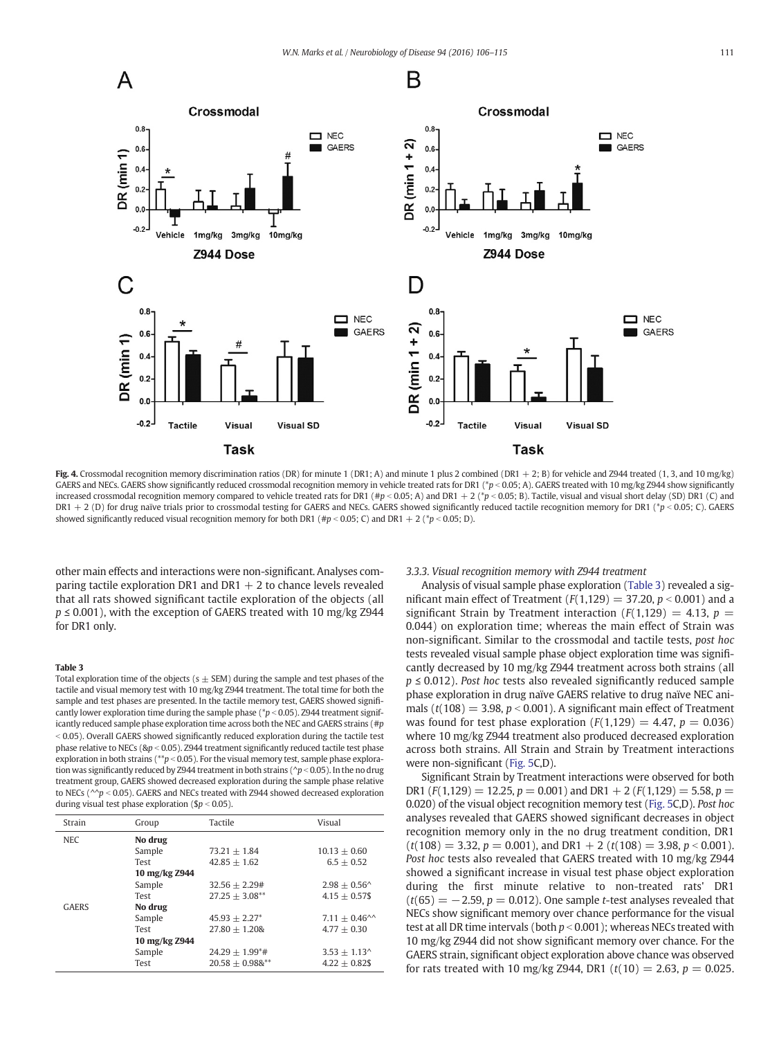Fig. 4. Crossmodal recognition memory discrimination ratios (DR) for minute 1 (DR1; A) and minute 1 plus 2 combined (DR1 + 2; B) for vehicle and Z944 treated (1, 3, and 10 mg/kg) GAERS and NECs. GAERS show significantly reduced crossmodal recognition memory in vehicle treated rats for DR1 (*$p < 0.05$; A). GAERS treated with 10 mg/kg Z944 show significantly increased crossmodal recognition memory compared to vehicle treated rats for DR1 (#$p < 0.05$; A) and DR1 + 2 (*$p < 0.05$; B). Tactile, visual and visual short delay (SD) DR1 (C) and DR1 + 2 (D) for drug naïve trials prior to crossmodal testing for GAERS and NECs. GAERS showed significantly reduced tactile recognition memory for DR1 (*$p < 0.05$; C). GAERS showed significantly reduced visual recognition memory for both DR1 (#$p < 0.05$; C) and DR1 + 2 (*$p < 0.05$; D).

other main effects and interactions were non-significant. Analyses comparing tactile exploration DR1 and DR1 + 2 to chance levels revealed that all rats showed significant tactile exploration of the objects (all $p \leq 0.001$), with the exception of GAERS treated with 10 mg/kg Z944 for DR1 only.

**Table 3**
Total exploration time of the objects (s ± SEM) during the sample and test phases of the tactile and visual memory test with 10 mg/kg Z944 treatment. The total time for both the sample and test phases are presented. In the tactile memory test, GAERS showed significantly lower exploration time during the sample phase (*$p < 0.05$). Z944 treatment significantly reduced sample phase exploration time across both the NEC and GAERS strains (#$p < 0.05$). Overall GAERS showed significantly reduced exploration during the tactile test phase relative to NECs (&$p < 0.05$). Z944 treatment significantly reduced tactile test phase exploration in both strains (**$p < 0.05$). For the visual memory test, sample phase exploration was significantly reduced by Z944 treatment in both strains (^$p < 0.05$). In the no drug treatment group, GAERS showed decreased exploration during the sample phase relative to NECs (^^$p < 0.05$). GAERS and NECs treated with Z944 showed decreased exploration during visual test phase exploration ($$p < 0.05$).

| Strain | Group | Tactile | Visual |
|---|---|---|---|
| NEC | **No drug** | | |
| | Sample | 73.21 ± 1.84 | 10.13 ± 0.60 |
| | Test | 42.85 ± 1.62 | 6.5 ± 0.52 |
| | **10 mg/kg Z944** | | |
| | Sample | 32.56 ± 2.29# | 2.98 ± 0.56^ |
| | Test | 27.25 ± 3.08** | 4.15 ± 0.57$ |
| GAERS | **No drug** | | |
| | Sample | 45.93 ± 2.27* | 7.11 ± 0.46^^ |
| | Test | 27.80 ± 1.20& | 4.77 ± 0.30 |
| | **10 mg/kg Z944** | | |
| | Sample | 24.29 ± 1.99*# | 3.53 ± 1.13^ |
| | Test | 20.58 ± 0.98&** | 4.22 ± 0.82$ |

### 3.3.3. Visual recognition memory with Z944 treatment

Analysis of visual sample phase exploration (Table 3) revealed a significant main effect of Treatment ($F(1,129) = 37.20$, $p < 0.001$) and a significant Strain by Treatment interaction ($F(1,129) = 4.13$, $p = 0.044$) on exploration time; whereas the main effect of Strain was non-significant. Similar to the crossmodal and tactile tests, *post hoc* tests revealed visual sample phase object exploration time was significantly decreased by 10 mg/kg Z944 treatment across both strains (all $p \leq 0.012$). *Post hoc* tests also revealed significantly reduced sample phase exploration in drug naïve GAERS relative to drug naïve NEC animals ($t(108) = 3.98$, $p < 0.001$). A significant main effect of Treatment was found for test phase exploration ($F(1,129) = 4.47$, $p = 0.036$) where 10 mg/kg Z944 treatment also produced decreased exploration across both strains. All Strain and Strain by Treatment interactions were non-significant (Fig. 5C,D).

Significant Strain by Treatment interactions were observed for both DR1 ($F(1,129) = 12.25$, $p = 0.001$) and DR1 + 2 ($F(1,129) = 5.58$, $p = 0.020$) of the visual object recognition memory test (Fig. 5C,D). *Post hoc* analyses revealed that GAERS showed significant decreases in object recognition memory only in the no drug treatment condition, DR1 ($t(108) = 3.32$, $p = 0.001$), and DR1 + 2 ($t(108) = 3.98$, $p < 0.001$). *Post hoc* tests also revealed that GAERS treated with 10 mg/kg Z944 showed a significant increase in visual test phase object exploration during the first minute relative to non-treated rats' DR1 ($t(65) = -2.59$, $p = 0.012$). One sample *t*-test analyses revealed that NECs show significant memory over chance performance for the visual test at all DR time intervals (both $p < 0.001$); whereas NECs treated with 10 mg/kg Z944 did not show significant memory over chance. For the GAERS strain, significant object exploration above chance was observed for rats treated with 10 mg/kg Z944, DR1 ($t(10) = 2.63$, $p = 0.025$.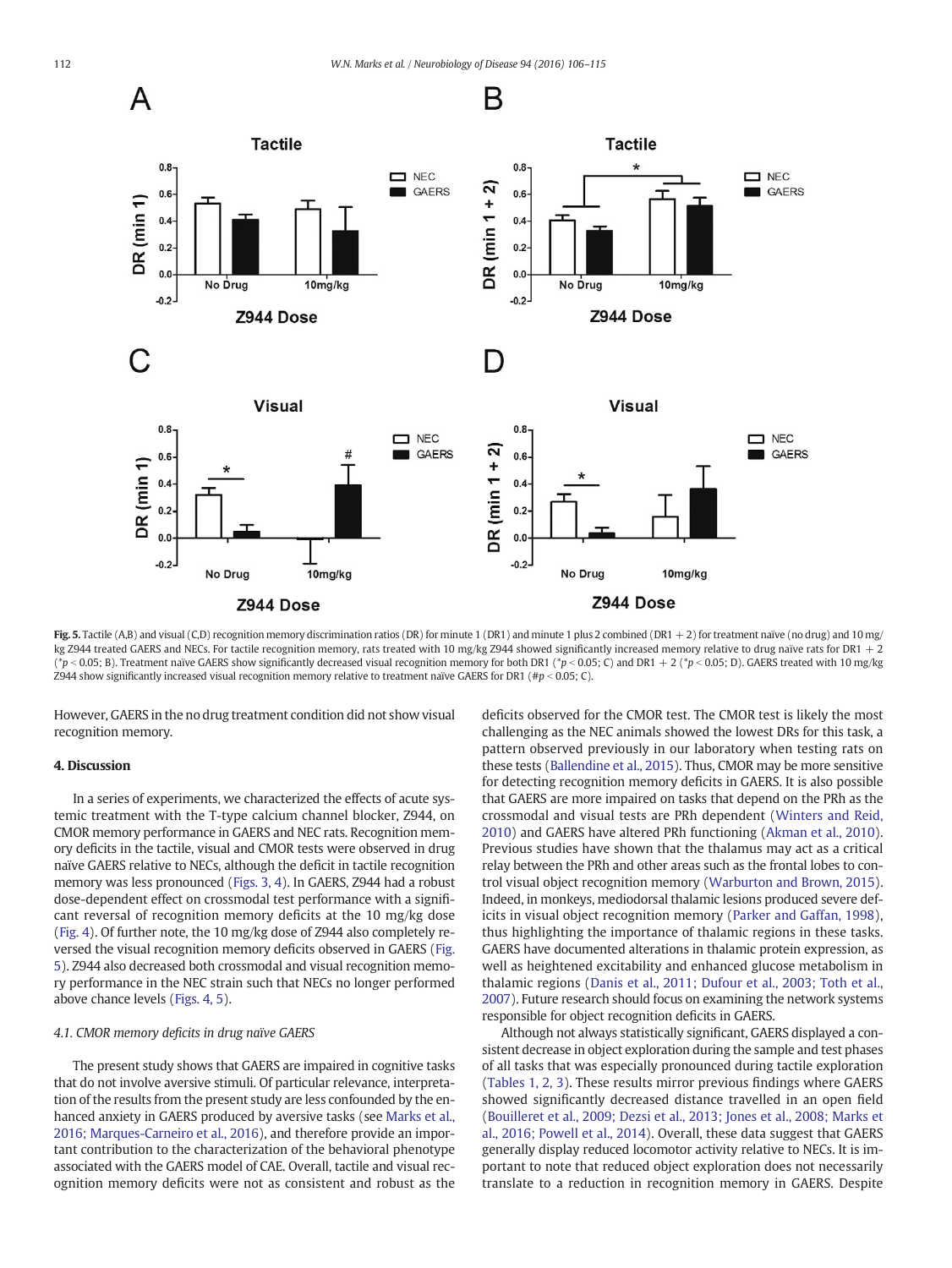**Fig. 5.** Tactile (A,B) and visual (C,D) recognition memory discrimination ratios (DR) for minute 1 (DR1) and minute 1 plus 2 combined (DR1 + 2) for treatment naïve (no drug) and 10 mg/kg Z944 treated GAERS and NECs. For tactile recognition memory, rats treated with 10 mg/kg Z944 showed significantly increased memory relative to drug naïve rats for DR1 + 2 (\*$p < 0.05$; B). Treatment naïve GAERS show significantly decreased visual recognition memory for both DR1 (\*$p < 0.05$; C) and DR1 + 2 (\*$p < 0.05$; D). GAERS treated with 10 mg/kg Z944 show significantly increased visual recognition memory relative to treatment naïve GAERS for DR1 (#$p < 0.05$; C).

However, GAERS in the no drug treatment condition did not show visual recognition memory.

## 4. Discussion

In a series of experiments, we characterized the effects of acute systemic treatment with the T-type calcium channel blocker, Z944, on CMOR memory performance in GAERS and NEC rats. Recognition memory deficits in the tactile, visual and CMOR tests were observed in drug naïve GAERS relative to NECs, although the deficit in tactile recognition memory was less pronounced (Figs. 3, 4). In GAERS, Z944 had a robust dose-dependent effect on crossmodal test performance with a significant reversal of recognition memory deficits at the 10 mg/kg dose (Fig. 4). Of further note, the 10 mg/kg dose of Z944 also completely reversed the visual recognition memory deficits observed in GAERS (Fig. 5). Z944 also decreased both crossmodal and visual recognition memory performance in the NEC strain such that NECs no longer performed above chance levels (Figs. 4, 5).

### 4.1. CMOR memory deficits in drug naïve GAERS

The present study shows that GAERS are impaired in cognitive tasks that do not involve aversive stimuli. Of particular relevance, interpretation of the results from the present study are less confounded by the enhanced anxiety in GAERS produced by aversive tasks (see Marks et al., 2016; Marques-Carneiro et al., 2016), and therefore provide an important contribution to the characterization of the behavioral phenotype associated with the GAERS model of CAE. Overall, tactile and visual recognition memory deficits were not as consistent and robust as the deficits observed for the CMOR test. The CMOR test is likely the most challenging as the NEC animals showed the lowest DRs for this task, a pattern observed previously in our laboratory when testing rats on these tests (Ballendine et al., 2015). Thus, CMOR may be more sensitive for detecting recognition memory deficits in GAERS. It is also possible that GAERS are more impaired on tasks that depend on the PRh as the crossmodal and visual tests are PRh dependent (Winters and Reid, 2010) and GAERS have altered PRh functioning (Akman et al., 2010). Previous studies have shown that the thalamus may act as a critical relay between the PRh and other areas such as the frontal lobes to control visual object recognition memory (Warburton and Brown, 2015). Indeed, in monkeys, mediodorsal thalamic lesions produced severe deficits in visual object recognition memory (Parker and Gaffan, 1998), thus highlighting the importance of thalamic regions in these tasks. GAERS have documented alterations in thalamic protein expression, as well as heightened excitability and enhanced glucose metabolism in thalamic regions (Danis et al., 2011; Dufour et al., 2003; Toth et al., 2007). Future research should focus on examining the network systems responsible for object recognition deficits in GAERS.

Although not always statistically significant, GAERS displayed a consistent decrease in object exploration during the sample and test phases of all tasks that was especially pronounced during tactile exploration (Tables 1, 2, 3). These results mirror previous findings where GAERS showed significantly decreased distance travelled in an open field (Bouilleret et al., 2009; Dezsi et al., 2013; Jones et al., 2008; Marks et al., 2016; Powell et al., 2014). Overall, these data suggest that GAERS generally display reduced locomotor activity relative to NECs. It is important to note that reduced object exploration does not necessarily translate to a reduction in recognition memory in GAERS. Despite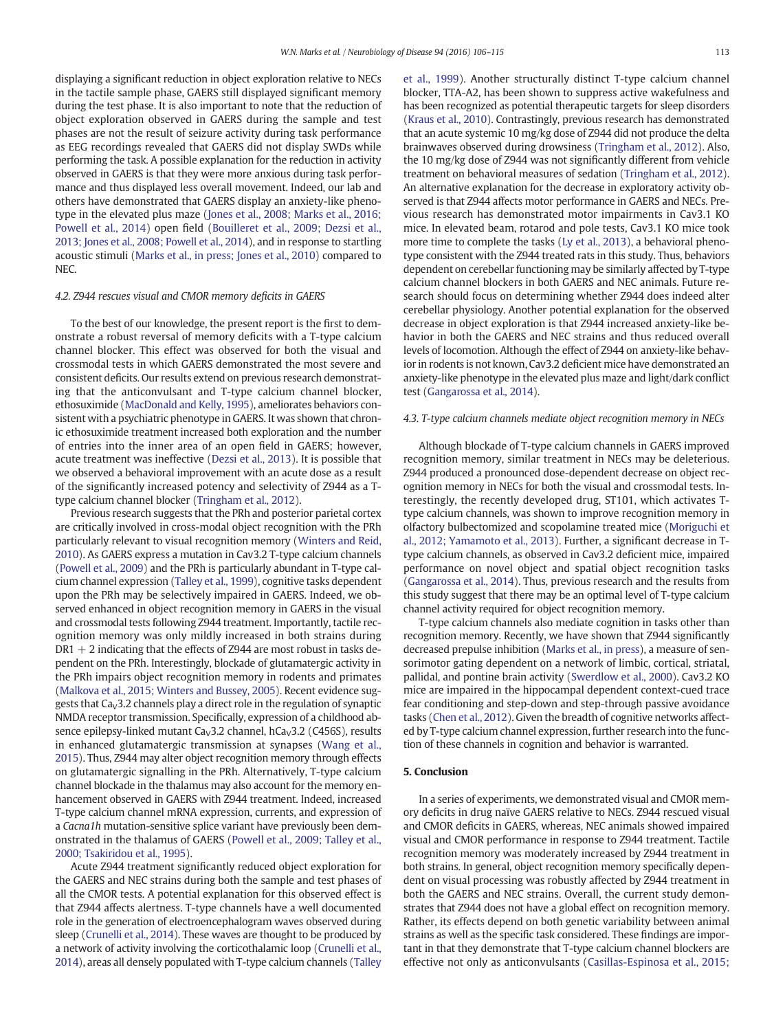displaying a significant reduction in object exploration relative to NECs in the tactile sample phase, GAERS still displayed significant memory during the test phase. It is also important to note that the reduction of object exploration observed in GAERS during the sample and test phases are not the result of seizure activity during task performance as EEG recordings revealed that GAERS did not display SWDs while performing the task. A possible explanation for the reduction in activity observed in GAERS is that they were more anxious during task performance and thus displayed less overall movement. Indeed, our lab and others have demonstrated that GAERS display an anxiety-like phenotype in the elevated plus maze (Jones et al., 2008; Marks et al., 2016; Powell et al., 2014) open field (Bouilleret et al., 2009; Dezsi et al., 2013; Jones et al., 2008; Powell et al., 2014), and in response to startling acoustic stimuli (Marks et al., in press; Jones et al., 2010) compared to NEC.

### 4.2. Z944 rescues visual and CMOR memory deficits in GAERS

To the best of our knowledge, the present report is the first to demonstrate a robust reversal of memory deficits with a T-type calcium channel blocker. This effect was observed for both the visual and crossmodal tests in which GAERS demonstrated the most severe and consistent deficits. Our results extend on previous research demonstrating that the anticonvulsant and T-type calcium channel blocker, ethosuximide (MacDonald and Kelly, 1995), ameliorates behaviors consistent with a psychiatric phenotype in GAERS. It was shown that chronic ethosuximide treatment increased both exploration and the number of entries into the inner area of an open field in GAERS; however, acute treatment was ineffective (Dezsi et al., 2013). It is possible that we observed a behavioral improvement with an acute dose as a result of the significantly increased potency and selectivity of Z944 as a T-type calcium channel blocker (Tringham et al., 2012).

Previous research suggests that the PRh and posterior parietal cortex are critically involved in cross-modal object recognition with the PRh particularly relevant to visual recognition memory (Winters and Reid, 2010). As GAERS express a mutation in Cav3.2 T-type calcium channels (Powell et al., 2009) and the PRh is particularly abundant in T-type calcium channel expression (Talley et al., 1999), cognitive tasks dependent upon the PRh may be selectively impaired in GAERS. Indeed, we observed enhanced in object recognition memory in GAERS in the visual and crossmodal tests following Z944 treatment. Importantly, tactile recognition memory was only mildly increased in both strains during DR1 + 2 indicating that the effects of Z944 are most robust in tasks dependent on the PRh. Interestingly, blockade of glutamatergic activity in the PRh impairs object recognition memory in rodents and primates (Malkova et al., 2015; Winters and Bussey, 2005). Recent evidence suggests that $Ca_V3.2$ channels play a direct role in the regulation of synaptic NMDA receptor transmission. Specifically, expression of a childhood absence epilepsy-linked mutant $Ca_V3.2$ channel, $hCa_V3.2$ (C456S), results in enhanced glutamatergic transmission at synapses (Wang et al., 2015). Thus, Z944 may alter object recognition memory through effects on glutamatergic signalling in the PRh. Alternatively, T-type calcium channel blockade in the thalamus may also account for the memory enhancement observed in GAERS with Z944 treatment. Indeed, increased T-type calcium channel mRNA expression, currents, and expression of a *Cacna1h* mutation-sensitive splice variant have previously been demonstrated in the thalamus of GAERS (Powell et al., 2009; Talley et al., 2000; Tsakiridou et al., 1995).

Acute Z944 treatment significantly reduced object exploration for the GAERS and NEC strains during both the sample and test phases of all the CMOR tests. A potential explanation for this observed effect is that Z944 affects alertness. T-type channels have a well documented role in the generation of electroencephalogram waves observed during sleep (Crunelli et al., 2014). These waves are thought to be produced by a network of activity involving the corticothalamic loop (Crunelli et al., 2014), areas all densely populated with T-type calcium channels (Talley et al., 1999). Another structurally distinct T-type calcium channel blocker, TTA-A2, has been shown to suppress active wakefulness and has been recognized as potential therapeutic targets for sleep disorders (Kraus et al., 2010). Contrastingly, previous research has demonstrated that an acute systemic 10 mg/kg dose of Z944 did not produce the delta brainwaves observed during drowsiness (Tringham et al., 2012). Also, the 10 mg/kg dose of Z944 was not significantly different from vehicle treatment on behavioral measures of sedation (Tringham et al., 2012). An alternative explanation for the decrease in exploratory activity observed is that Z944 affects motor performance in GAERS and NECs. Previous research has demonstrated motor impairments in Cav3.1 KO mice. In elevated beam, rotarod and pole tests, Cav3.1 KO mice took more time to complete the tasks (Ly et al., 2013), a behavioral phenotype consistent with the Z944 treated rats in this study. Thus, behaviors dependent on cerebellar functioning may be similarly affected by T-type calcium channel blockers in both GAERS and NEC animals. Future research should focus on determining whether Z944 does indeed alter cerebellar physiology. Another potential explanation for the observed decrease in object exploration is that Z944 increased anxiety-like behavior in both the GAERS and NEC strains and thus reduced overall levels of locomotion. Although the effect of Z944 on anxiety-like behavior in rodents is not known, Cav3.2 deficient mice have demonstrated an anxiety-like phenotype in the elevated plus maze and light/dark conflict test (Gangarossa et al., 2014).

### 4.3. T-type calcium channels mediate object recognition memory in NECs

Although blockade of T-type calcium channels in GAERS improved recognition memory, similar treatment in NECs may be deleterious. Z944 produced a pronounced dose-dependent decrease on object recognition memory in NECs for both the visual and crossmodal tests. Interestingly, the recently developed drug, ST101, which activates T-type calcium channels, was shown to improve recognition memory in olfactory bulbectomized and scopolamine treated mice (Moriguchi et al., 2012; Yamamoto et al., 2013). Further, a significant decrease in T-type calcium channels, as observed in Cav3.2 deficient mice, impaired performance on novel object and spatial object recognition tasks (Gangarossa et al., 2014). Thus, previous research and the results from this study suggest that there may be an optimal level of T-type calcium channel activity required for object recognition memory.

T-type calcium channels also mediate cognition in tasks other than recognition memory. Recently, we have shown that Z944 significantly decreased prepulse inhibition (Marks et al., in press), a measure of sensorimotor gating dependent on a network of limbic, cortical, striatal, pallidal, and pontine brain activity (Swerdlow et al., 2000). Cav3.2 KO mice are impaired in the hippocampal dependent context-cued trace fear conditioning and step-down and step-through passive avoidance tasks (Chen et al., 2012). Given the breadth of cognitive networks affected by T-type calcium channel expression, further research into the function of these channels in cognition and behavior is warranted.

## 5. Conclusion

In a series of experiments, we demonstrated visual and CMOR memory deficits in drug naïve GAERS relative to NECs. Z944 rescued visual and CMOR deficits in GAERS, whereas, NEC animals showed impaired visual and CMOR performance in response to Z944 treatment. Tactile recognition memory was moderately increased by Z944 treatment in both strains. In general, object recognition memory specifically dependent on visual processing was robustly affected by Z944 treatment in both the GAERS and NEC strains. Overall, the current study demonstrates that Z944 does not have a global effect on recognition memory. Rather, its effects depend on both genetic variability between animal strains as well as the specific task considered. These findings are important in that they demonstrate that T-type calcium channel blockers are effective not only as anticonvulsants (Casillas-Espinosa et al., 2015;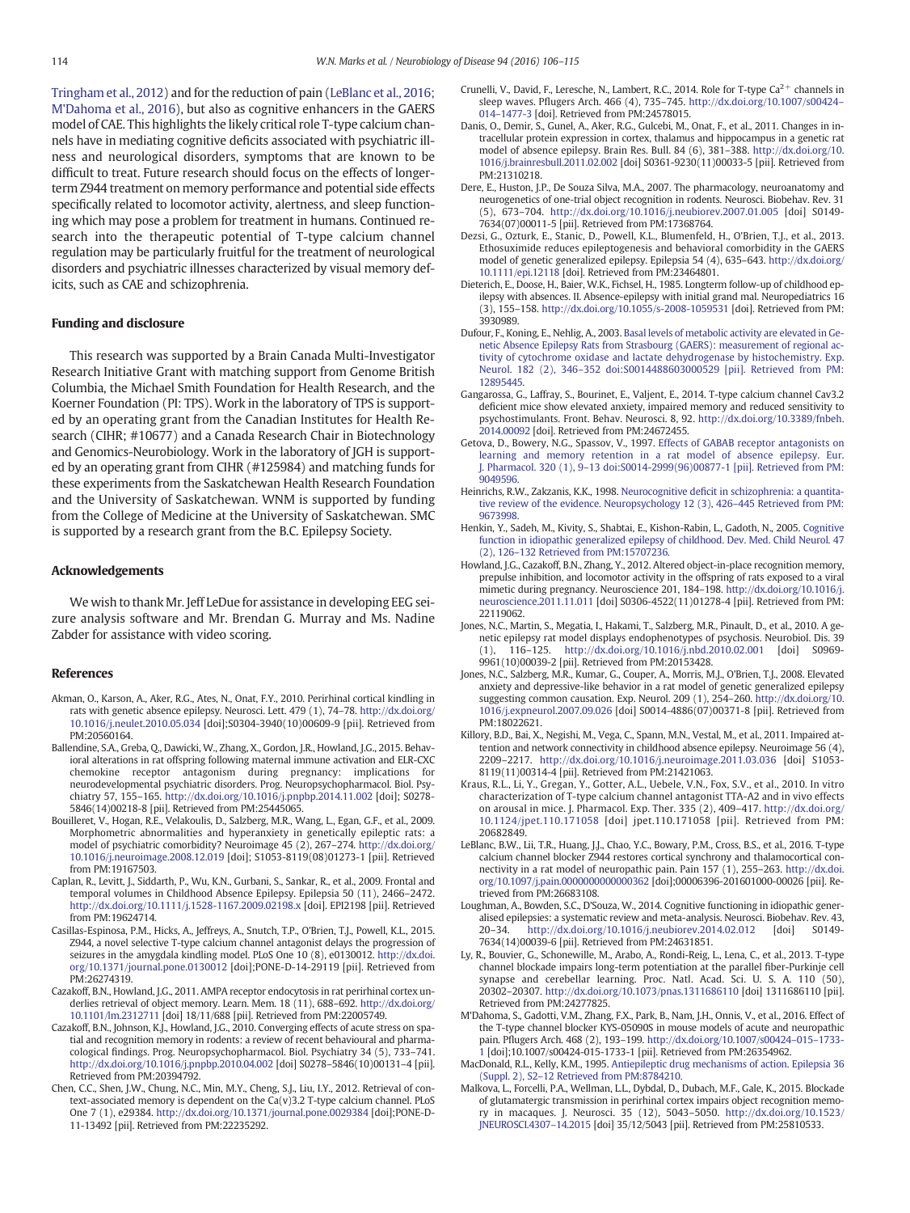Tringham et al., 2012) and for the reduction of pain (LeBlanc et al., 2016; M'Dahoma et al., 2016), but also as cognitive enhancers in the GAERS model of CAE. This highlights the likely critical role T-type calcium channels have in mediating cognitive deficits associated with psychiatric illness and neurological disorders, symptoms that are known to be difficult to treat. Future research should focus on the effects of longer-term Z944 treatment on memory performance and potential side effects specifically related to locomotor activity, alertness, and sleep functioning which may pose a problem for treatment in humans. Continued research into the therapeutic potential of T-type calcium channel regulation may be particularly fruitful for the treatment of neurological disorders and psychiatric illnesses characterized by visual memory deficits, such as CAE and schizophrenia.

## Funding and disclosure

This research was supported by a Brain Canada Multi-Investigator Research Initiative Grant with matching support from Genome British Columbia, the Michael Smith Foundation for Health Research, and the Koerner Foundation (PI: TPS). Work in the laboratory of TPS is supported by an operating grant from the Canadian Institutes for Health Research (CIHR; #10677) and a Canada Research Chair in Biotechnology and Genomics-Neurobiology. Work in the laboratory of JGH is supported by an operating grant from CIHR (#125984) and matching funds for these experiments from the Saskatchewan Health Research Foundation and the University of Saskatchewan. WNM is supported by funding from the College of Medicine at the University of Saskatchewan. SMC is supported by a research grant from the B.C. Epilepsy Society.

## Acknowledgements

We wish to thank Mr. Jeff LeDue for assistance in developing EEG seizure analysis software and Mr. Brendan G. Murray and Ms. Nadine Zabder for assistance with video scoring.

## References

Akman, O., Karson, A., Aker, R.G., Ates, N., Onat, F.Y., 2010. Perirhinal cortical kindling in rats with genetic absence epilepsy. Neurosci. Lett. 479 (1), 74–78. http://dx.doi.org/10.1016/j.neulet.2010.05.034 [doi];S0304-3940(10)00609-9 [pii]. Retrieved from PM:20560164.

Ballendine, S.A., Greba, Q., Dawicki, W., Zhang, X., Gordon, J.R., Howland, J.G., 2015. Behavioral alterations in rat offspring following maternal immune activation and ELR-CXC chemokine receptor antagonism during pregnancy: implications for neurodevelopmental psychiatric disorders. Prog. Neuropsychopharmacol. Biol. Psychiatry 57, 155–165. http://dx.doi.org/10.1016/j.pnpbp.2014.11.002 [doi]; S0278-5846(14)00218-8 [pii]. Retrieved from PM:25445065.

Bouilleret, V., Hogan, R.E., Velakoulis, D., Salzberg, M.R., Wang, L., Egan, G.F., et al., 2009. Morphometric abnormalities and hyperanxiety in genetically epileptic rats: a model of psychiatric comorbidity? Neuroimage 45 (2), 267–274. http://dx.doi.org/10.1016/j.neuroimage.2008.12.019 [doi]; S1053-8119(08)01273-1 [pii]. Retrieved from PM:19167503.

Caplan, R., Levitt, J., Siddarth, P., Wu, K.N., Gurbani, S., Sankar, R., et al., 2009. Frontal and temporal volumes in Childhood Absence Epilepsy. Epilepsia 50 (11), 2466–2472. http://dx.doi.org/10.1111/j.1528-1167.2009.02198.x [doi]. EPI2198 [pii]. Retrieved from PM:19624714.

Casillas-Espinosa, P.M., Hicks, A., Jeffreys, A., Snutch, T.P., O'Brien, T.J., Powell, K.L., 2015. Z944, a novel selective T-type calcium channel antagonist delays the progression of seizures in the amygdala kindling model. PLoS One 10 (8), e0130012. http://dx.doi.org/10.1371/journal.pone.0130012 [doi];PONE-D-14-29119 [pii]. Retrieved from PM:26274319.

Cazakoff, B.N., Howland, J.G., 2011. AMPA receptor endocytosis in rat perirhinal cortex underlies retrieval of object memory. Learn. Mem. 18 (11), 688–692. http://dx.doi.org/10.1101/lm.2312711 [doi] 18/11/688 [pii]. Retrieved from PM:22005749.

Cazakoff, B.N., Johnson, K.J., Howland, J.G., 2010. Converging effects of acute stress on spatial and recognition memory in rodents: a review of recent behavioural and pharmacological findings. Prog. Neuropsychopharmacol. Biol. Psychiatry 34 (5), 733–741. http://dx.doi.org/10.1016/j.pnpbp.2010.04.002 [doi] S0278–5846(10)00131–4 [pii]. Retrieved from PM:20394792.

Chen, C.C., Shen, J.W., Chung, N.C., Min, M.Y., Cheng, S.J., Liu, I.Y., 2012. Retrieval of context-associated memory is dependent on the Ca(v)3.2 T-type calcium channel. PLoS One 7 (1), e29384. http://dx.doi.org/10.1371/journal.pone.0029384 [doi];PONE-D-11-13492 [pii]. Retrieved from PM:22235292.

Crunelli, V., David, F., Leresche, N., Lambert, R.C., 2014. Role for T-type $Ca^{2+}$ channels in sleep waves. Pflugers Arch. 466 (4), 735–745. http://dx.doi.org/10.1007/s00424–014–1477-3 [doi]. Retrieved from PM:24578015.

Danis, O., Demir, S., Gunel, A., Aker, R.G., Gulcebi, M., Onat, F., et al., 2011. Changes in intracellular protein expression in cortex, thalamus and hippocampus in a genetic rat model of absence epilepsy. Brain Res. Bull. 84 (6), 381–388. http://dx.doi.org/10.1016/j.brainresbull.2011.02.002 [doi] S0361-9230(11)00033-5 [pii]. Retrieved from PM:21310218.

Dere, E., Huston, J.P., De Souza Silva, M.A., 2007. The pharmacology, neuroanatomy and neurogenetics of one-trial object recognition in rodents. Neurosci. Biobehav. Rev. 31 (5), 673–704. http://dx.doi.org/10.1016/j.neubiorev.2007.01.005 [doi] S0149-7634(07)00011-5 [pii]. Retrieved from PM:17368764.

Dezsi, G., Ozturk, E., Stanic, D., Powell, K.L., Blumenfeld, H., O'Brien, T.J., et al., 2013. Ethosuximide reduces epileptogenesis and behavioral comorbidity in the GAERS model of genetic generalized epilepsy. Epilepsia 54 (4), 635–643. http://dx.doi.org/10.1111/epi.12118 [doi]. Retrieved from PM:23464801.

Dieterich, E., Doose, H., Baier, W.K., Fichsel, H., 1985. Longterm follow-up of childhood epilepsy with absences. II. Absence-epilepsy with initial grand mal. Neuropediatrics 16 (3), 155–158. http://dx.doi.org/10.1055/s-2008-1059531 [doi]. Retrieved from PM:3930989.

Dufour, F., Koning, E., Nehlig, A., 2003. Basal levels of metabolic activity are elevated in Genetic Absence Epilepsy Rats from Strasbourg (GAERS): measurement of regional activity of cytochrome oxidase and lactate dehydrogenase by histochemistry. Exp. Neurol. 182 (2), 346–352 doi:S0014488603000529 [pii]. Retrieved from PM:12895445.

Gangarossa, G., Laffray, S., Bourinet, E., Valjent, E., 2014. T-type calcium channel Cav3.2 deficient mice show elevated anxiety, impaired memory and reduced sensitivity to psychostimulants. Front. Behav. Neurosci. 8, 92. http://dx.doi.org/10.3389/fnbeh.2014.00092 [doi]. Retrieved from PM:24672455.

Getova, D., Bowery, N.G., Spassov, V., 1997. Effects of GABAB receptor antagonists on learning and memory retention in a rat model of absence epilepsy. Eur. J. Pharmacol. 320 (1), 9–13 doi:S0014-2999(96)00877-1 [pii]. Retrieved from PM:9049596.

Heinrichs, R.W., Zakzanis, K.K., 1998. Neurocognitive deficit in schizophrenia: a quantitative review of the evidence. Neuropsychology 12 (3), 426–445 Retrieved from PM:9673998.

Henkin, Y., Sadeh, M., Kivity, S., Shabtai, E., Kishon-Rabin, L., Gadoth, N., 2005. Cognitive function in idiopathic generalized epilepsy of childhood. Dev. Med. Child Neurol. 47 (2), 126–132 Retrieved from PM:15707236.

Howland, J.G., Cazakoff, B.N., Zhang, Y., 2012. Altered object-in-place recognition memory, prepulse inhibition, and locomotor activity in the offspring of rats exposed to a viral mimetic during pregnancy. Neuroscience 201, 184–198. http://dx.doi.org/10.1016/j.neuroscience.2011.11.011 [doi] S0306-4522(11)01278-4 [pii]. Retrieved from PM:22119062.

Jones, N.C., Martin, S., Megatia, I., Hakami, T., Salzberg, M.R., Pinault, D., et al., 2010. A genetic epilepsy rat model displays endophenotypes of psychosis. Neurobiol. Dis. 39 (1), 116–125. http://dx.doi.org/10.1016/j.nbd.2010.02.001 [doi] S0969-9961(10)00039-2 [pii]. Retrieved from PM:20153428.

Jones, N.C., Salzberg, M.R., Kumar, G., Couper, A., Morris, M.J., O'Brien, T.J., 2008. Elevated anxiety and depressive-like behavior in a rat model of genetic generalized epilepsy suggesting common causation. Exp. Neurol. 209 (1), 254–260. http://dx.doi.org/10.1016/j.expneurol.2007.09.026 [doi] S0014-4886(07)00371-8 [pii]. Retrieved from PM:18022621.

Killory, B.D., Bai, X., Negishi, M., Vega, C., Spann, M.N., Vestal, M., et al., 2011. Impaired attention and network connectivity in childhood absence epilepsy. Neuroimage 56 (4), 2209–2217. http://dx.doi.org/10.1016/j.neuroimage.2011.03.036 [doi] S1053-8119(11)00314-4 [pii]. Retrieved from PM:21421063.

Kraus, R.L., Li, Y., Gregan, Y., Gotter, A.L., Uebele, V.N., Fox, S.V., et al., 2010. In vitro characterization of T-type calcium channel antagonist TTA-A2 and in vivo effects on arousal in mice. J. Pharmacol. Exp. Ther. 335 (2), 409–417. http://dx.doi.org/10.1124/jpet.110.171058 [doi] jpet.110.171058 [pii]. Retrieved from PM:20682849.

LeBlanc, B.W., Lii, T.R., Huang, J.J., Chao, Y.C., Bowary, P.M., Cross, B.S., et al., 2016. T-type calcium channel blocker Z944 restores cortical synchrony and thalamocortical connectivity in a rat model of neuropathic pain. Pain 157 (1), 255–263. http://dx.doi.org/10.1097/j.pain.0000000000000362 [doi];00006396-201601000-00026 [pii]. Retrieved from PM:26683108.

Loughman, A., Bowden, S.C., D'Souza, W., 2014. Cognitive functioning in idiopathic generalised epilepsies: a systematic review and meta-analysis. Neurosci. Biobehav. Rev. 43, 20–34. http://dx.doi.org/10.1016/j.neubiorev.2014.02.012 [doi] S0149-7634(14)00039-6 [pii]. Retrieved from PM:24631851.

Ly, R., Bouvier, G., Schonewille, M., Arabo, A., Rondi-Reig, L., Lena, C., et al., 2013. T-type channel blockade impairs long-term potentiation at the parallel fiber-Purkinje cell synapse and cerebellar learning. Proc. Natl. Acad. Sci. U. S. A. 110 (50), 20302–20307. http://dx.doi.org/10.1073/pnas.1311686110 [doi] 1311686110 [pii]. Retrieved from PM:24277825.

M'Dahoma, S., Gadotti, V.M., Zhang, F.X., Park, B., Nam, J.H., Onnis, V., et al., 2016. Effect of the T-type channel blocker KYS-05090S in mouse models of acute and neuropathic pain. Pflugers Arch. 468 (2), 193–199. http://dx.doi.org/10.1007/s00424–015–1733-1 [doi];10.1007/s00424-015-1733-1 [pii]. Retrieved from PM:26354962.

MacDonald, R.L., Kelly, K.M., 1995. Antiepileptic drug mechanisms of action. Epilepsia 36 (Suppl. 2), S2–12 Retrieved from PM:8784210.

Malkova, L., Forcelli, P.A., Wellman, L.L., Dybdal, D., Dubach, M.F., Gale, K., 2015. Blockade of glutamatergic transmission in perirhinal cortex impairs object recognition memory in macaques. J. Neurosci. 35 (12), 5043–5050. http://dx.doi.org/10.1523/JNEUROSCI.4307–14.2015 [doi] 35/12/5043 [pii]. Retrieved from PM:25810533.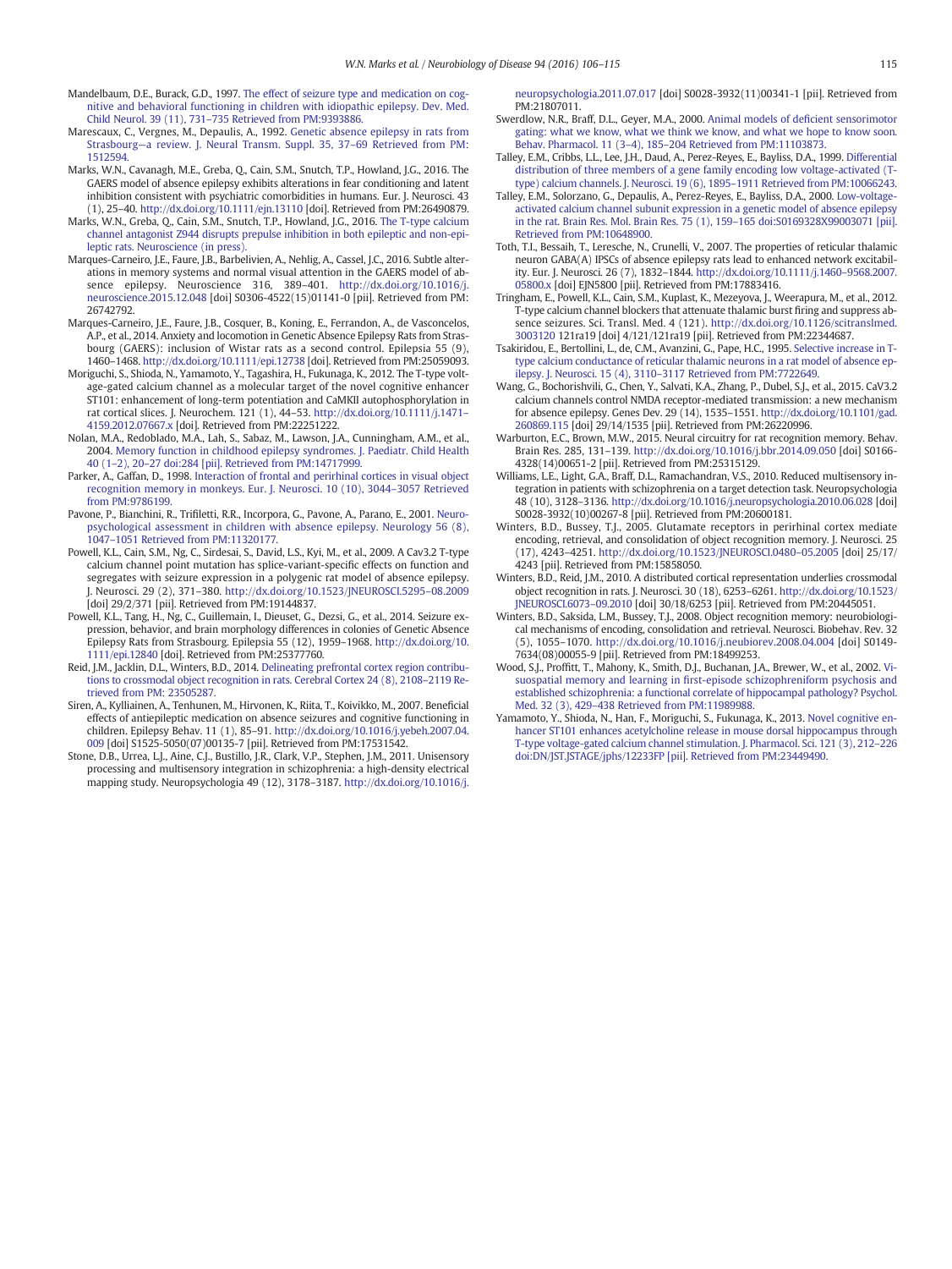Mandelbaum, D.E., Burack, G.D., 1997. The effect of seizure type and medication on cognitive and behavioral functioning in children with idiopathic epilepsy. Dev. Med. Child Neurol. 39 (11), 731–735 Retrieved from PM:9393886.

Marescaux, C., Vergnes, M., Depaulis, A., 1992. Genetic absence epilepsy in rats from Strasbourg—a review. J. Neural Transm. Suppl. 35, 37–69 Retrieved from PM: 1512594.

Marks, W.N., Cavanagh, M.E., Greba, Q., Cain, S.M., Snutch, T.P., Howland, J.G., 2016. The GAERS model of absence epilepsy exhibits alterations in fear conditioning and latent inhibition consistent with psychiatric comorbidities in humans. Eur. J. Neurosci. 43 (1), 25–40. http://dx.doi.org/10.1111/ejn.13110 [doi]. Retrieved from PM:26490879.

Marks, W.N., Greba, Q., Cain, S.M., Snutch, T.P., Howland, J.G., 2016. The T-type calcium channel antagonist Z944 disrupts prepulse inhibition in both epileptic and non-epileptic rats. Neuroscience (in press).

Marques-Carneiro, J.E., Faure, J.B., Barbelivien, A., Nehlig, A., Cassel, J.C., 2016. Subtle alterations in memory systems and normal visual attention in the GAERS model of absence epilepsy. Neuroscience 316, 389–401. http://dx.doi.org/10.1016/j.neuroscience.2015.12.048 [doi] S0306-4522(15)01141-0 [pii]. Retrieved from PM: 26742792.

Marques-Carneiro, J.E., Faure, J.B., Cosquer, B., Koning, E., Ferrandon, A., de Vasconcelos, A.P., et al., 2014. Anxiety and locomotion in Genetic Absence Epilepsy Rats from Strasbourg (GAERS): inclusion of Wistar rats as a second control. Epilepsia 55 (9), 1460–1468. http://dx.doi.org/10.1111/epi.12738 [doi]. Retrieved from PM:25059093.

Moriguchi, S., Shioda, N., Yamamoto, Y., Tagashira, H., Fukunaga, K., 2012. The T-type voltage-gated calcium channel as a molecular target of the novel cognitive enhancer ST101: enhancement of long-term potentiation and CaMKII autophosphorylation in rat cortical slices. J. Neurochem. 121 (1), 44–53. http://dx.doi.org/10.1111/j.1471-4159.2012.07667.x [doi]. Retrieved from PM:22251222.

Nolan, M.A., Redoblado, M.A., Lah, S., Sabaz, M., Lawson, J.A., Cunningham, A.M., et al., 2004. Memory function in childhood epilepsy syndromes. J. Paediatr. Child Health 40 (1–2), 20–27 doi:284 [pii]. Retrieved from PM:14717999.

Parker, A., Gaffan, D., 1998. Interaction of frontal and perirhinal cortices in visual object recognition memory in monkeys. Eur. J. Neurosci. 10 (10), 3044–3057 Retrieved from PM:9786199.

Pavone, P., Bianchini, R., Trifiletti, R.R., Incorpora, G., Pavone, A., Parano, E., 2001. Neuropsychological assessment in children with absence epilepsy. Neurology 56 (8), 1047–1051 Retrieved from PM:11320177.

Powell, K.L., Cain, S.M., Ng, C., Sirdesai, S., David, L.S., Kyi, M., et al., 2009. A Cav3.2 T-type calcium channel point mutation has splice-variant-specific effects on function and segregates with seizure expression in a polygenic rat model of absence epilepsy. J. Neurosci. 29 (2), 371–380. http://dx.doi.org/10.1523/JNEUROSCI.5295-08.2009 [doi] 29/2/371 [pii]. Retrieved from PM:19144837.

Powell, K.L., Tang, H., Ng, C., Guillemain, I., Dieuset, G., Dezsi, G., et al., 2014. Seizure expression, behavior, and brain morphology differences in colonies of Genetic Absence Epilepsy Rats from Strasbourg. Epilepsia 55 (12), 1959–1968. http://dx.doi.org/10.1111/epi.12840 [doi]. Retrieved from PM:25377760.

Reid, J.M., Jacklin, D.L., Winters, B.D., 2014. Delineating prefrontal cortex region contributions to crossmodal object recognition in rats. Cerebral Cortex 24 (8), 2108–2119 Retrieved from PM: 23505287.

Siren, A., Kylliainen, A., Tenhunen, M., Hirvonen, K., Riita, T., Koivikko, M., 2007. Beneficial effects of antiepileptic medication on absence seizures and cognitive functioning in children. Epilepsy Behav. 11 (1), 85–91. http://dx.doi.org/10.1016/j.yebeh.2007.04.009 [doi] S1525-5050(07)00135-7 [pii]. Retrieved from PM:17531542.

Stone, D.B., Urrea, L.J., Aine, C.J., Bustillo, J.R., Clark, V.P., Stephen, J.M., 2011. Unisensory processing and multisensory integration in schizophrenia: a high-density electrical mapping study. Neuropsychologia 49 (12), 3178–3187. http://dx.doi.org/10.1016/j.neuropsychologia.2011.07.017 [doi] S0028-3932(11)00341-1 [pii]. Retrieved from PM:21807011.

Swerdlow, N.R., Braff, D.L., Geyer, M.A., 2000. Animal models of deficient sensorimotor gating: what we know, what we think we know, and what we hope to know soon. Behav. Pharmacol. 11 (3–4), 185–204 Retrieved from PM:11103873.

Talley, E.M., Cribbs, L.L., Lee, J.H., Daud, A., Perez-Reyes, E., Bayliss, D.A., 1999. Differential distribution of three members of a gene family encoding low voltage-activated (T-type) calcium channels. J. Neurosci. 19 (6), 1895–1911 Retrieved from PM:10066243.

Talley, E.M., Solorzano, G., Depaulis, A., Perez-Reyes, E., Bayliss, D.A., 2000. Low-voltage-activated calcium channel subunit expression in a genetic model of absence epilepsy in the rat. Brain Res. Mol. Brain Res. 75 (1), 159–165 doi:S0169328X99003071 [pii]. Retrieved from PM:10648900.

Toth, T.I., Bessaih, T., Leresche, N., Crunelli, V., 2007. The properties of reticular thalamic neuron GABA(A) IPSCs of absence epilepsy rats lead to enhanced network excitability. Eur. J. Neurosci. 26 (7), 1832–1844. http://dx.doi.org/10.1111/j.1460-9568.2007.05800.x [doi] EJN5800 [pii]. Retrieved from PM:17883416.

Tringham, E., Powell, K.L., Cain, S.M., Kuplast, K., Mezeyova, J., Weerapura, M., et al., 2012. T-type calcium channel blockers that attenuate thalamic burst firing and suppress absence seizures. Sci. Transl. Med. 4 (121). http://dx.doi.org/10.1126/scitranslmed.3003120 121ra19 [doi] 4/121/121ra19 [pii]. Retrieved from PM:22344687.

Tsakiridou, E., Bertollini, L., de, C.M., Avanzini, G., Pape, H.C., 1995. Selective increase in T-type calcium conductance of reticular thalamic neurons in a rat model of absence epilepsy. J. Neurosci. 15 (4), 3110–3117 Retrieved from PM:7722649.

Wang, G., Bochorishvili, G., Chen, Y., Salvati, K.A., Zhang, P., Dubel, S.J., et al., 2015. CaV3.2 calcium channels control NMDA receptor-mediated transmission: a new mechanism for absence epilepsy. Genes Dev. 29 (14), 1535–1551. http://dx.doi.org/10.1101/gad.260869.115 [doi] 29/14/1535 [pii]. Retrieved from PM:26220996.

Warburton, E.C., Brown, M.W., 2015. Neural circuitry for rat recognition memory. Behav. Brain Res. 285, 131–139. http://dx.doi.org/10.1016/j.bbr.2014.09.050 [doi] S0166-4328(14)00651-2 [pii]. Retrieved from PM:25315129.

Williams, L.E., Light, G.A., Braff, D.L., Ramachandran, V.S., 2010. Reduced multisensory integration in patients with schizophrenia on a target detection task. Neuropsychologia 48 (10), 3128–3136. http://dx.doi.org/10.1016/j.neuropsychologia.2010.06.028 [doi] S0028-3932(10)00267-8 [pii]. Retrieved from PM:20600181.

Winters, B.D., Bussey, T.J., 2005. Glutamate receptors in perirhinal cortex mediate encoding, retrieval, and consolidation of object recognition memory. J. Neurosci. 25 (17), 4243–4251. http://dx.doi.org/10.1523/JNEUROSCI.0480-05.2005 [doi] 25/17/4243 [pii]. Retrieved from PM:15858050.

Winters, B.D., Reid, J.M., 2010. A distributed cortical representation underlies crossmodal object recognition in rats. J. Neurosci. 30 (18), 6253–6261. http://dx.doi.org/10.1523/JNEUROSCI.6073-09.2010 [doi] 30/18/6253 [pii]. Retrieved from PM:20445051.

Winters, B.D., Saksida, L.M., Bussey, T.J., 2008. Object recognition memory: neurobiological mechanisms of encoding, consolidation and retrieval. Neurosci. Biobehav. Rev. 32 (5), 1055–1070. http://dx.doi.org/10.1016/j.neubiorev.2008.04.004 [doi] S0149-7634(08)00055-9 [pii]. Retrieved from PM:18499253.

Wood, S.J., Proffitt, T., Mahony, K., Smith, D.J., Buchanan, J.A., Brewer, W., et al., 2002. Visuospatial memory and learning in first-episode schizophreniform psychosis and established schizophrenia: a functional correlate of hippocampal pathology? Psychol. Med. 32 (3), 429–438 Retrieved from PM:11989988.

Yamamoto, Y., Shioda, N., Han, F., Moriguchi, S., Fukunaga, K., 2013. Novel cognitive enhancer ST101 enhances acetylcholine release in mouse dorsal hippocampus through T-type voltage-gated calcium channel stimulation. J. Pharmacol. Sci. 121 (3), 212–226 doi:DN/JST.JSTAGE/jphs/12233FP [pii]. Retrieved from PM:23449490.